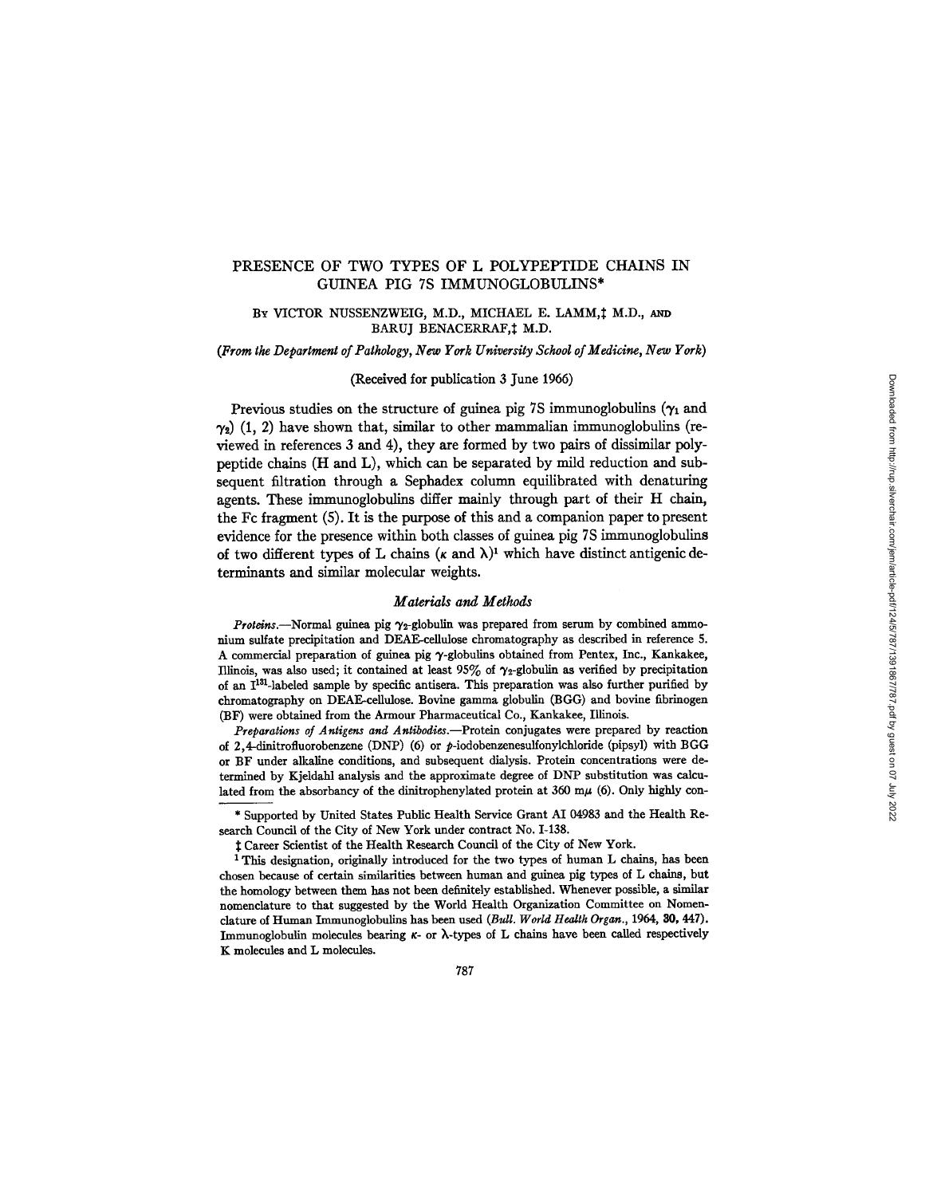# PRESENCE OF TWO TYPES OF L POLYPEPTIDE CHAINS IN GUINEA PIG 7S IMMUNOGLOBULINS*

By VICTOR NUSSENZWEIG, M.D., MICHAEL E. LAMM,‡ M.D., AND BARUJ BENACERRAF,‡ M.D.

*(From the Department of Pathology, New York University School of Medicine, New York)*

(Received for publication 3 June 1966)

Previous studies on the structure of guinea pig 7S immunoglobulins ($\gamma_1$ and $\gamma_2$) (1, 2) have shown that, similar to other mammalian immunoglobulins (reviewed in references 3 and 4), they are formed by two pairs of dissimilar polypeptide chains (H and L), which can be separated by mild reduction and subsequent filtration through a Sephadex column equilibrated with denaturing agents. These immunoglobulins differ mainly through part of their H chain, the Fc fragment (5). It is the purpose of this and a companion paper to present evidence for the presence within both classes of guinea pig 7S immunoglobulins of two different types of L chains ($\kappa$ and $\lambda$)[1] which have distinct antigenic determinants and similar molecular weights.

## *Materials and Methods*

*Proteins.*—Normal guinea pig $\gamma_2$-globulin was prepared from serum by combined ammonium sulfate precipitation and DEAE-cellulose chromatography as described in reference 5. A commercial preparation of guinea pig $\gamma$-globulins obtained from Pentex, Inc., Kankakee, Illinois, was also used; it contained at least 95% of $\gamma_2$-globulin as verified by precipitation of an $I^{131}$-labeled sample by specific antisera. This preparation was also further purified by chromatography on DEAE-cellulose. Bovine gamma globulin (BGG) and bovine fibrinogen (BF) were obtained from the Armour Pharmaceutical Co., Kankakee, Illinois.

*Preparations of Antigens and Antibodies.*—Protein conjugates were prepared by reaction of 2,4-dinitrofluorobenzene (DNP) (6) or *p*-iodobenzenesulfonylchloride (pipsyl) with BGG or BF under alkaline conditions, and subsequent dialysis. Protein concentrations were determined by Kjeldahl analysis and the approximate degree of DNP substitution was calculated from the absorbancy of the dinitrophenylated protein at 360 m$\mu$ (6). Only highly con-

---

\* Supported by United States Public Health Service Grant AI 04983 and the Health Research Council of the City of New York under contract No. I-138.

‡ Career Scientist of the Health Research Council of the City of New York.

[1] This designation, originally introduced for the two types of human L chains, has been chosen because of certain similarities between human and guinea pig types of L chains, but the homology between them has not been definitely established. Whenever possible, a similar nomenclature to that suggested by the World Health Organization Committee on Nomenclature of Human Immunoglobulins has been used (*Bull. World Health Organ.*, 1964, **30,** 447). Immunoglobulin molecules bearing $\kappa$- or $\lambda$-types of L chains have been called respectively K molecules and L molecules.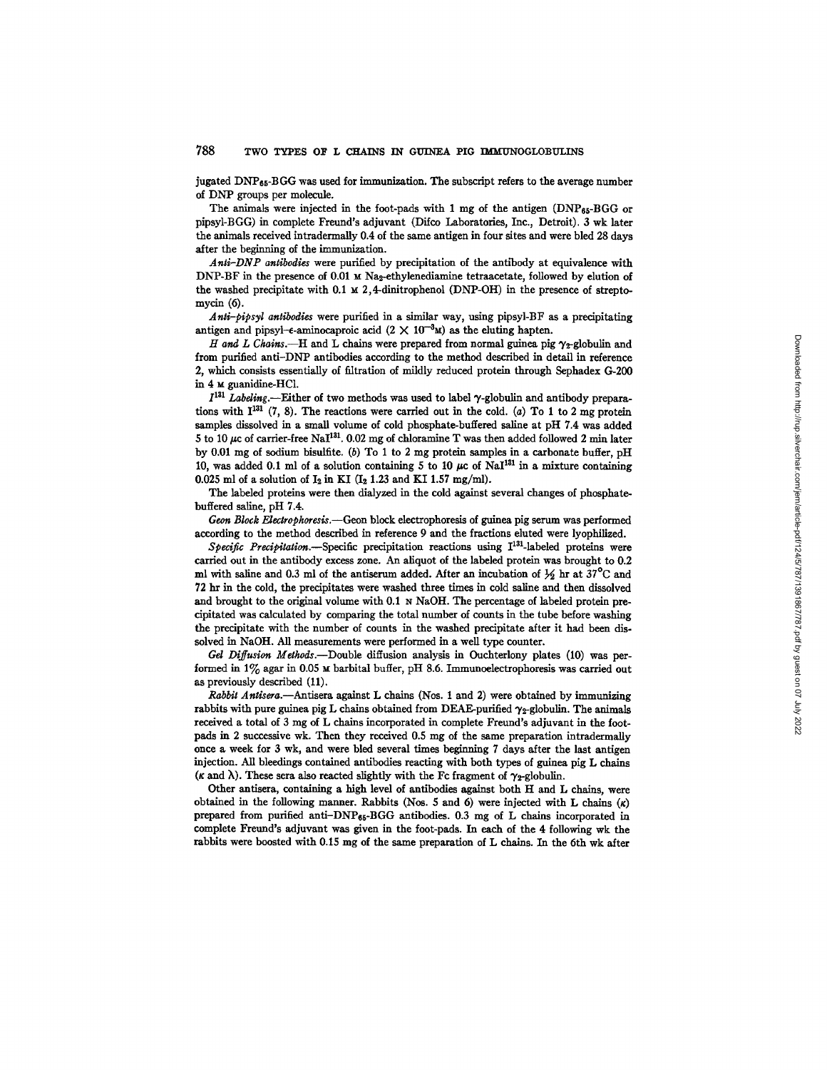jugated $DNP_{65}$-BGG was used for immunization. The subscript refers to the average number of DNP groups per molecule.

The animals were injected in the foot-pads with 1 mg of the antigen ($DNP_{65}$-BGG or pipsyl-BGG) in complete Freund's adjuvant (Difco Laboratories, Inc., Detroit). 3 wk later the animals received intradermally 0.4 of the same antigen in four sites and were bled 28 days after the beginning of the immunization.

*Anti-DNP antibodies* were purified by precipitation of the antibody at equivalence with DNP-BF in the presence of 0.01 M $Na_2$-ethylenediamine tetraacetate, followed by elution of the washed precipitate with 0.1 M 2,4-dinitrophenol (DNP-OH) in the presence of streptomycin (6).

*Anti-pipsyl antibodies* were purified in a similar way, using pipsyl-BF as a precipitating antigen and pipsyl-ε-aminocaproic acid ($2 \times 10^{-3}$M) as the eluting hapten.

*H and L Chains.*—H and L chains were prepared from normal guinea pig $\gamma_2$-globulin and from purified anti-DNP antibodies according to the method described in detail in reference 2, which consists essentially of filtration of mildly reduced protein through Sephadex G-200 in 4 M guanidine-HCl.

*$I^{131}$ Labeling.*—Either of two methods was used to label γ-globulin and antibody preparations with $I^{131}$ (7, 8). The reactions were carried out in the cold. (*a*) To 1 to 2 mg protein samples dissolved in a small volume of cold phosphate-buffered saline at pH 7.4 was added 5 to 10 μc of carrier-free $NaI^{131}$. 0.02 mg of chloramine T was then added followed 2 min later by 0.01 mg of sodium bisulfite. (*b*) To 1 to 2 mg protein samples in a carbonate buffer, pH 10, was added 0.1 ml of a solution containing 5 to 10 μc of $NaI^{131}$ in a mixture containing 0.025 ml of a solution of $I_2$ in KI ($I_2$ 1.23 and KI 1.57 mg/ml).

The labeled proteins were then dialyzed in the cold against several changes of phosphate-buffered saline, pH 7.4.

*Geon Block Electrophoresis.*—Geon block electrophoresis of guinea pig serum was performed according to the method described in reference 9 and the fractions eluted were lyophilized.

*Specific Precipitation.*—Specific precipitation reactions using $I^{131}$-labeled proteins were carried out in the antibody excess zone. An aliquot of the labeled protein was brought to 0.2 ml with saline and 0.3 ml of the antiserum added. After an incubation of ½ hr at 37°C and 72 hr in the cold, the precipitates were washed three times in cold saline and then dissolved and brought to the original volume with 0.1 N NaOH. The percentage of labeled protein precipitated was calculated by comparing the total number of counts in the tube before washing the precipitate with the number of counts in the washed precipitate after it had been dissolved in NaOH. All measurements were performed in a well type counter.

*Gel Diffusion Methods.*—Double diffusion analysis in Ouchterlony plates (10) was performed in 1% agar in 0.05 M barbital buffer, pH 8.6. Immunoelectrophoresis was carried out as previously described (11).

*Rabbit Antisera.*—Antisera against L chains (Nos. 1 and 2) were obtained by immunizing rabbits with pure guinea pig L chains obtained from DEAE-purified $\gamma_2$-globulin. The animals received a total of 3 mg of L chains incorporated in complete Freund's adjuvant in the foot-pads in 2 successive wk. Then they received 0.5 mg of the same preparation intradermally once a week for 3 wk, and were bled several times beginning 7 days after the last antigen injection. All bleedings contained antibodies reacting with both types of guinea pig L chains (κ and λ). These sera also reacted slightly with the Fc fragment of $\gamma_2$-globulin.

Other antisera, containing a high level of antibodies against both H and L chains, were obtained in the following manner. Rabbits (Nos. 5 and 6) were injected with L chains (κ) prepared from purified anti-$DNP_{65}$-BGG antibodies. 0.3 mg of L chains incorporated in complete Freund's adjuvant was given in the foot-pads. In each of the 4 following wk the rabbits were boosted with 0.15 mg of the same preparation of L chains. In the 6th wk after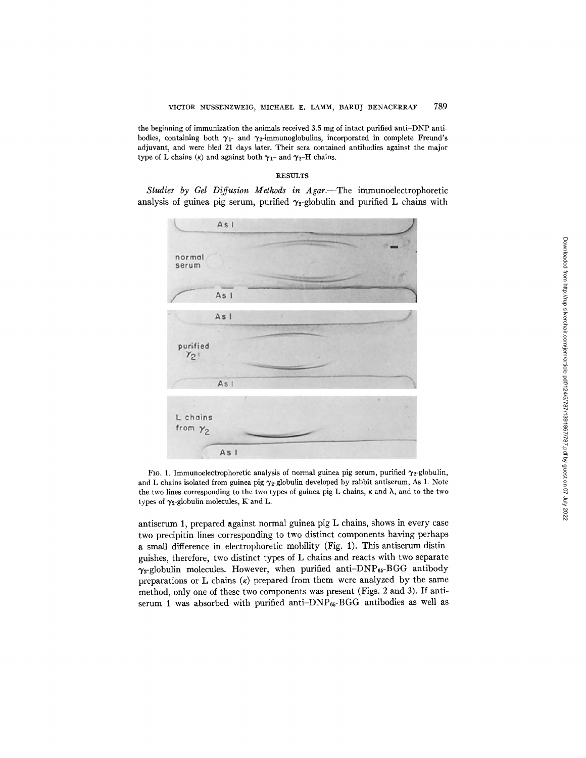the beginning of immunization the animals received 3.5 mg of intact purified anti–DNP antibodies, containing both $\gamma_1$- and $\gamma_2$-immunoglobulins, incorporated in complete Freund's adjuvant, and were bled 21 days later. Their sera contained antibodies against the major type of L chains ($\kappa$) and against both $\gamma_1$– and $\gamma_2$–H chains.

## RESULTS

*Studies by Gel Diffusion Methods in Agar.*—The immunoelectrophoretic analysis of guinea pig serum, purified $\gamma_2$-globulin and purified L chains with antiserum 1, prepared against normal guinea pig L chains, shows in every case two precipitin lines corresponding to two distinct components having perhaps a small difference in electrophoretic mobility (Fig. 1). This antiserum distinguishes, therefore, two distinct types of L chains and reacts with two separate $\gamma_2$-globulin molecules. However, when purified anti–$DNP_{65}$-BGG antibody preparations or L chains ($\kappa$) prepared from them were analyzed by the same method, only one of these two components was present (Figs. 2 and 3). If antiserum 1 was absorbed with purified anti–$DNP_{65}$-BGG antibodies as well as

FIG. 1. Immunoelectrophoretic analysis of normal guinea pig serum, purified $\gamma_2$-globulin, and L chains isolated from guinea pig $\gamma_2$-globulin developed by rabbit antiserum, As 1. Note the two lines corresponding to the two types of guinea pig L chains, $\kappa$ and $\lambda$, and to the two types of $\gamma_2$-globulin molecules, K and L.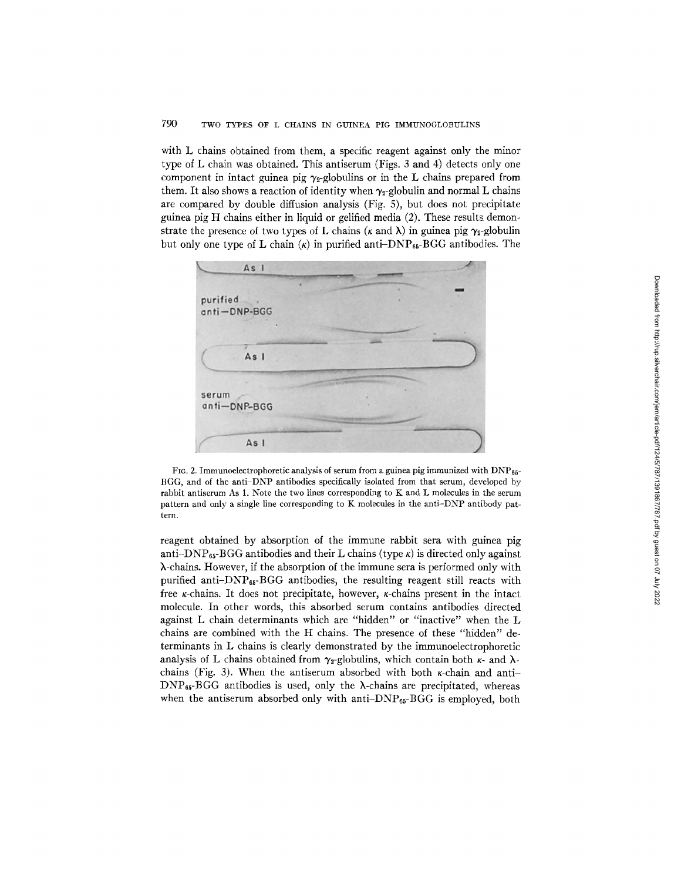with L chains obtained from them, a specific reagent against only the minor type of L chain was obtained. This antiserum (Figs. 3 and 4) detects only one component in intact guinea pig $\gamma_2$-globulins or in the L chains prepared from them. It also shows a reaction of identity when $\gamma_2$-globulin and normal L chains are compared by double diffusion analysis (Fig. 5), but does not precipitate guinea pig H chains either in liquid or gelified media (2). These results demonstrate the presence of two types of L chains ($\kappa$ and $\lambda$) in guinea pig $\gamma_2$-globulin but only one type of L chain ($\kappa$) in purified anti–DNP$_{65}$-BGG antibodies. The

FIG. 2. Immunoelectrophoretic analysis of serum from a guinea pig immunized with DNP$_{65}$-BGG, and of the anti–DNP antibodies specifically isolated from that serum, developed by rabbit antiserum As 1. Note the two lines corresponding to K and L molecules in the serum pattern and only a single line corresponding to K molecules in the anti–DNP antibody pattern.

reagent obtained by absorption of the immune rabbit sera with guinea pig anti–DNP$_{65}$-BGG antibodies and their L chains (type $\kappa$) is directed only against $\lambda$-chains. However, if the absorption of the immune sera is performed only with purified anti–DNP$_{65}$-BGG antibodies, the resulting reagent still reacts with free $\kappa$-chains. It does not precipitate, however, $\kappa$-chains present in the intact molecule. In other words, this absorbed serum contains antibodies directed against L chain determinants which are "hidden" or "inactive" when the L chains are combined with the H chains. The presence of these "hidden" determinants in L chains is clearly demonstrated by the immunoelectrophoretic analysis of L chains obtained from $\gamma_2$-globulins, which contain both $\kappa$- and $\lambda$-chains (Fig. 3). When the antiserum absorbed with both $\kappa$-chain and anti–DNP$_{65}$-BGG antibodies is used, only the $\lambda$-chains are precipitated, whereas when the antiserum absorbed only with anti–DNP$_{65}$-BGG is employed, both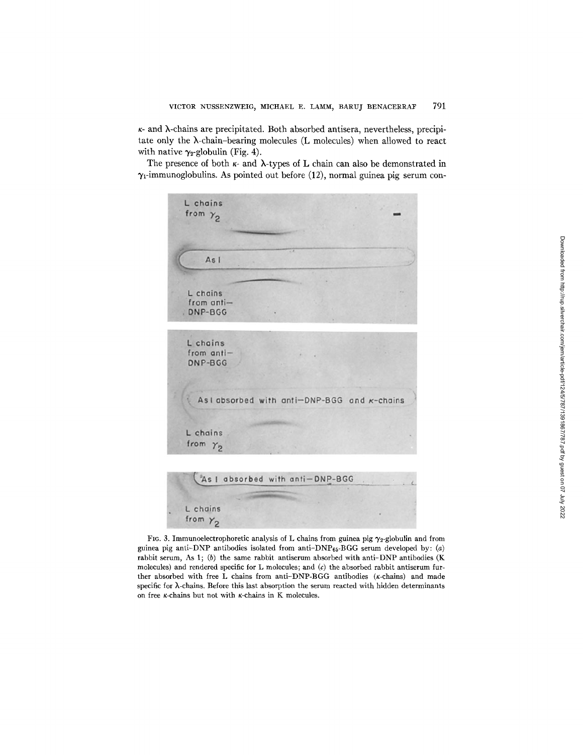$\kappa$- and $\lambda$-chains are precipitated. Both absorbed antisera, nevertheless, precipitate only the $\lambda$-chain–bearing molecules (L molecules) when allowed to react with native $\gamma_2$-globulin (Fig. 4).

The presence of both $\kappa$- and $\lambda$-types of L chain can also be demonstrated in $\gamma_1$-immunoglobulins. As pointed out before (12), normal guinea pig serum con-

FIG. 3. Immunoelectrophoretic analysis of L chains from guinea pig $\gamma_2$-globulin and from guinea pig anti–DNP antibodies isolated from anti–DNP$_{65}$-BGG serum developed by: (*a*) rabbit serum, As 1; (*b*) the same rabbit antiserum absorbed with anti–DNP antibodies (K molecules) and rendered specific for L molecules; and (*c*) the absorbed rabbit antiserum further absorbed with free L chains from anti–DNP-BGG antibodies ($\kappa$-chains) and made specific for $\lambda$-chains. Before this last absorption the serum reacted with hidden determinants on free $\kappa$-chains but not with $\kappa$-chains in K molecules.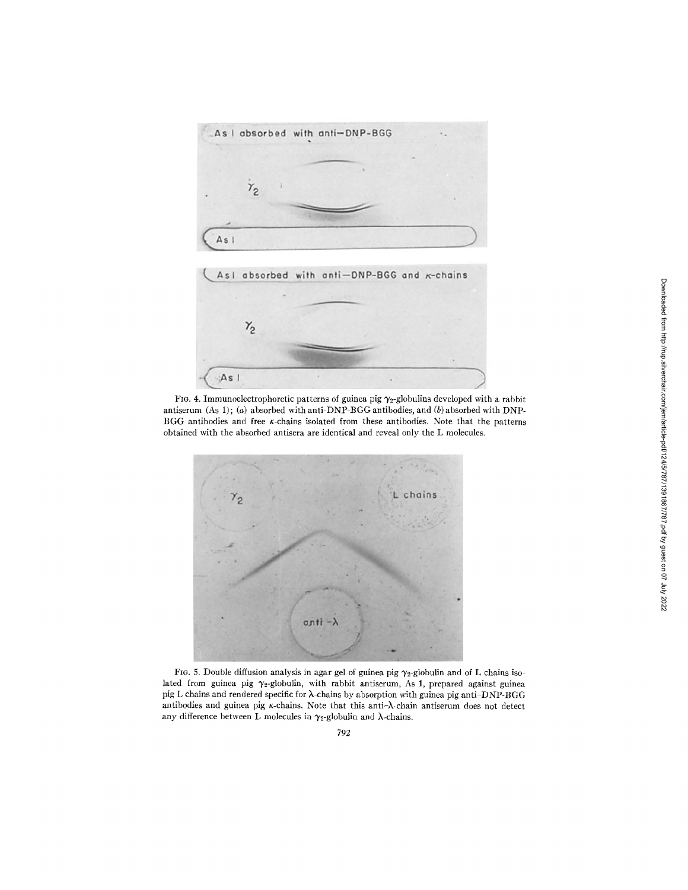FIG. 4. Immunoelectrophoretic patterns of guinea pig $\gamma_2$-globulins developed with a rabbit antiserum (As 1); (*a*) absorbed with anti-DNP-BGG antibodies, and (*b*) absorbed with DNP-BGG antibodies and free $\kappa$-chains isolated from these antibodies. Note that the patterns obtained with the absorbed antisera are identical and reveal only the L molecules.

FIG. 5. Double diffusion analysis in agar gel of guinea pig $\gamma_2$-globulin and of L chains isolated from guinea pig $\gamma_2$-globulin, with rabbit antiserum, As 1, prepared against guinea pig L chains and rendered specific for $\lambda$-chains by absorption with guinea pig anti-DNP-BGG antibodies and guinea pig $\kappa$-chains. Note that this anti-$\lambda$-chain antiserum does not detect any difference between L molecules in $\gamma_2$-globulin and $\lambda$-chains.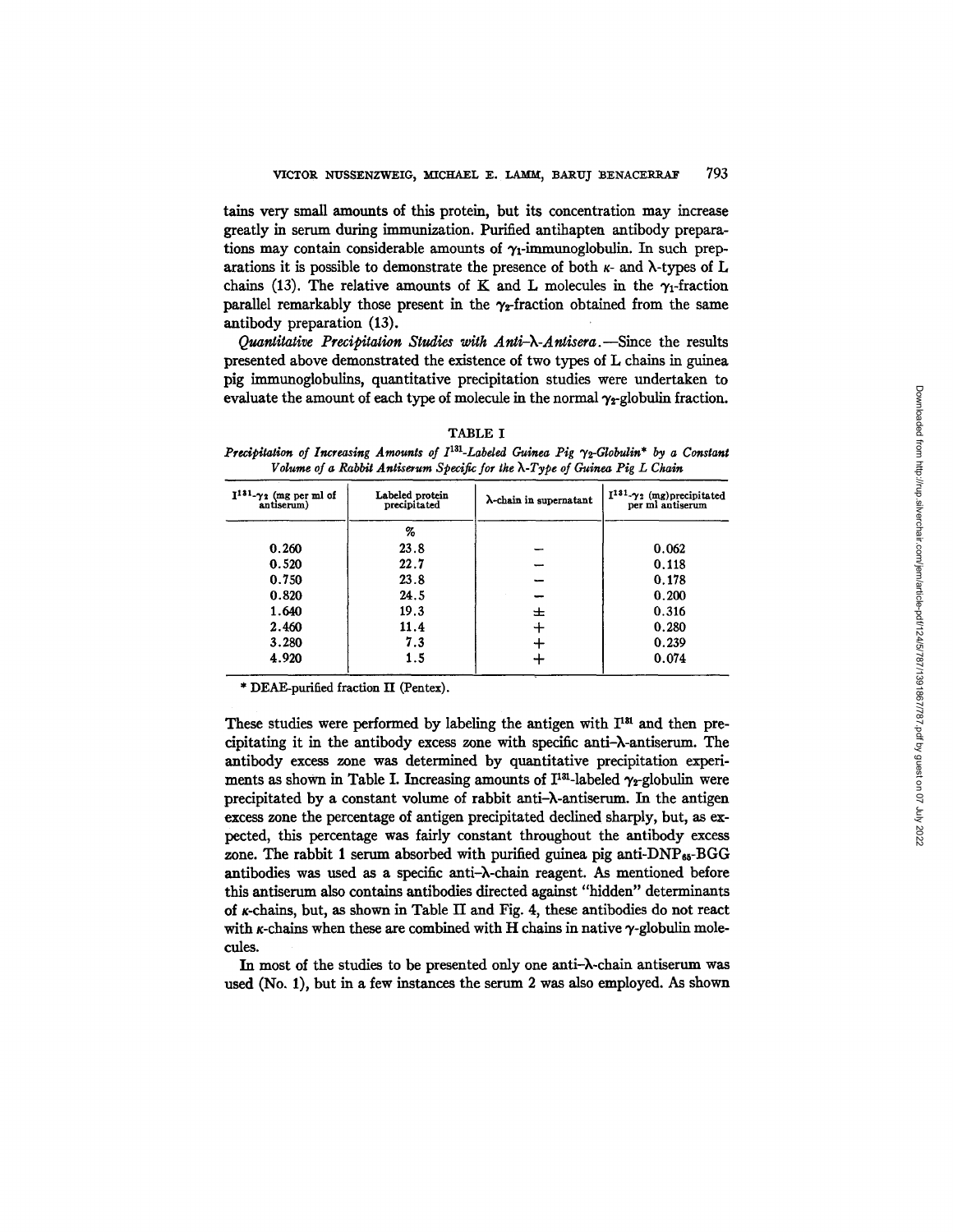tains very small amounts of this protein, but its concentration may increase greatly in serum during immunization. Purified antihapten antibody preparations may contain considerable amounts of $\gamma_1$-immunoglobulin. In such preparations it is possible to demonstrate the presence of both $\kappa$- and $\lambda$-types of L chains (13). The relative amounts of K and L molecules in the $\gamma_1$-fraction parallel remarkably those present in the $\gamma_2$-fraction obtained from the same antibody preparation (13).

*Quantitative Precipitation Studies with Anti–$\lambda$-Antisera*.—Since the results presented above demonstrated the existence of two types of L chains in guinea pig immunoglobulins, quantitative precipitation studies were undertaken to evaluate the amount of each type of molecule in the normal $\gamma_2$-globulin fraction.

TABLE I

*Precipitation of Increasing Amounts of $I^{131}$-Labeled Guinea Pig $\gamma_2$-Globulin\* by a Constant Volume of a Rabbit Antiserum Specific for the $\lambda$-Type of Guinea Pig L Chain*

| $I^{131}$-$\gamma_2$ (mg per ml of antiserum) | Labeled protein precipitated | $\lambda$-chain in supernatant | $I^{131}$-$\gamma_2$ (mg) precipitated per ml antiserum |
|---|---|---|---|
| | % | | |
| 0.260 | 23.8 | – | 0.062 |
| 0.520 | 22.7 | – | 0.118 |
| 0.750 | 23.8 | – | 0.178 |
| 0.820 | 24.5 | – | 0.200 |
| 1.640 | 19.3 | ± | 0.316 |
| 2.460 | 11.4 | + | 0.280 |
| 3.280 | 7.3 | + | 0.239 |
| 4.920 | 1.5 | + | 0.074 |

\* DEAE-purified fraction II (Pentex).

These studies were performed by labeling the antigen with $I^{131}$ and then precipitating it in the antibody excess zone with specific anti–$\lambda$-antiserum. The antibody excess zone was determined by quantitative precipitation experiments as shown in Table I. Increasing amounts of $I^{131}$-labeled $\gamma_2$-globulin were precipitated by a constant volume of rabbit anti–$\lambda$-antiserum. In the antigen excess zone the percentage of antigen precipitated declined sharply, but, as expected, this percentage was fairly constant throughout the antibody excess zone. The rabbit 1 serum absorbed with purified guinea pig anti-$DNP_{65}$-BGG antibodies was used as a specific anti–$\lambda$-chain reagent. As mentioned before this antiserum also contains antibodies directed against "hidden" determinants of $\kappa$-chains, but, as shown in Table II and Fig. 4, these antibodies do not react with $\kappa$-chains when these are combined with H chains in native $\gamma$-globulin molecules.

In most of the studies to be presented only one anti–$\lambda$-chain antiserum was used (No. 1), but in a few instances the serum 2 was also employed. As shown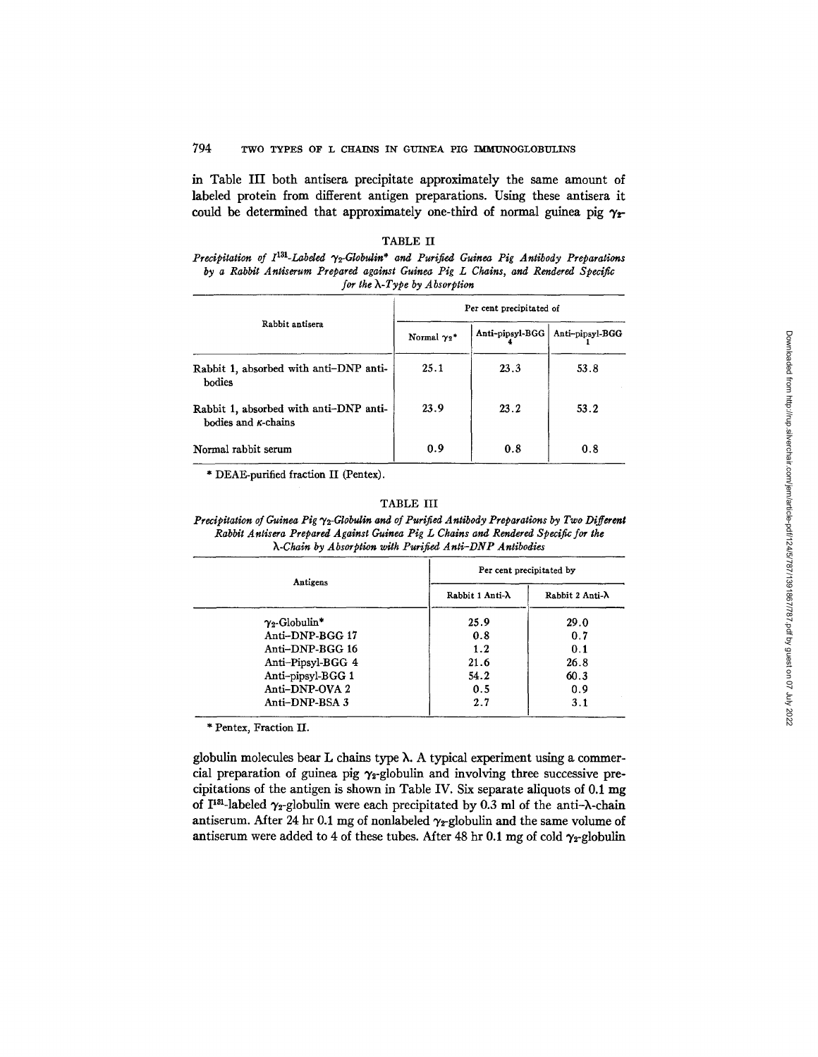in Table III both antisera precipitate approximately the same amount of labeled protein from different antigen preparations. Using these antisera it could be determined that approximately one-third of normal guinea pig $\gamma_2$-

TABLE II

*Precipitation of $I^{131}$-Labeled $\gamma_2$-Globulin\* and Purified Guinea Pig Antibody Preparations by a Rabbit Antiserum Prepared against Guinea Pig L Chains, and Rendered Specific for the λ-Type by Absorption*

| Rabbit antisera | Per cent precipitated of | | |
|---|---|---|---|
| | Normal $\gamma_2$* | Anti-pipsyl-BGG 4 | Anti-pipsyl-BGG 1 |
| Rabbit 1, absorbed with anti-DNP antibodies | 25.1 | 23.3 | 53.8 |
| Rabbit 1, absorbed with anti-DNP antibodies and κ-chains | 23.9 | 23.2 | 53.2 |
| Normal rabbit serum | 0.9 | 0.8 | 0.8 |

\* DEAE-purified fraction II (Pentex).

TABLE III

*Precipitation of Guinea Pig $\gamma_2$-Globulin and of Purified Antibody Preparations by Two Different Rabbit Antisera Prepared Against Guinea Pig L Chains and Rendered Specific for the λ-Chain by Absorption with Purified Anti-DNP Antibodies*

| Antigens | Per cent precipitated by | |
|---|---|---|
| | Rabbit 1 Anti-λ | Rabbit 2 Anti-λ |
| $\gamma_2$-Globulin* | 25.9 | 29.0 |
| Anti-DNP-BGG 17 | 0.8 | 0.7 |
| Anti-DNP-BGG 16 | 1.2 | 0.1 |
| Anti-Pipsyl-BGG 4 | 21.6 | 26.8 |
| Anti-pipsyl-BGG 1 | 54.2 | 60.3 |
| Anti-DNP-OVA 2 | 0.5 | 0.9 |
| Anti-DNP-BSA 3 | 2.7 | 3.1 |

\* Pentex, Fraction II.

globulin molecules bear L chains type λ. A typical experiment using a commercial preparation of guinea pig $\gamma_2$-globulin and involving three successive precipitations of the antigen is shown in Table IV. Six separate aliquots of 0.1 mg of $I^{131}$-labeled $\gamma_2$-globulin were each precipitated by 0.3 ml of the anti-λ-chain antiserum. After 24 hr 0.1 mg of nonlabeled $\gamma_2$-globulin and the same volume of antiserum were added to 4 of these tubes. After 48 hr 0.1 mg of cold $\gamma_2$-globulin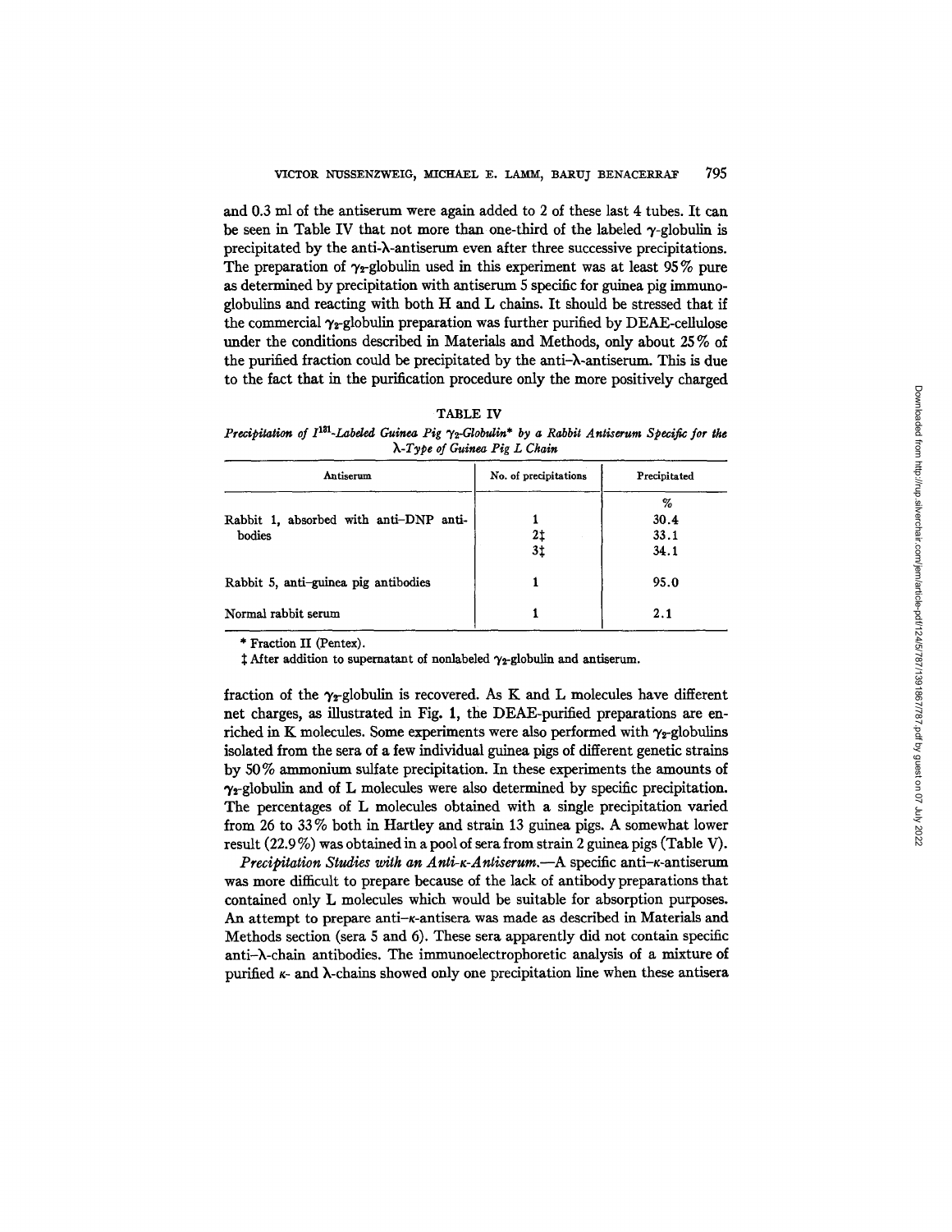and 0.3 ml of the antiserum were again added to 2 of these last 4 tubes. It can be seen in Table IV that not more than one-third of the labeled $\gamma$-globulin is precipitated by the anti-$\lambda$-antiserum even after three successive precipitations. The preparation of $\gamma_2$-globulin used in this experiment was at least 95% pure as determined by precipitation with antiserum 5 specific for guinea pig immunoglobulins and reacting with both H and L chains. It should be stressed that if the commercial $\gamma_2$-globulin preparation was further purified by DEAE-cellulose under the conditions described in Materials and Methods, only about 25% of the purified fraction could be precipitated by the anti-$\lambda$-antiserum. This is due to the fact that in the purification procedure only the more positively charged fraction of the $\gamma_2$-globulin is recovered. As K and L molecules have different net charges, as illustrated in Fig. 1, the DEAE-purified preparations are enriched in K molecules. Some experiments were also performed with $\gamma_2$-globulins isolated from the sera of a few individual guinea pigs of different genetic strains by 50% ammonium sulfate precipitation. In these experiments the amounts of $\gamma_2$-globulin and of L molecules were also determined by specific precipitation. The percentages of L molecules obtained with a single precipitation varied from 26 to 33% both in Hartley and strain 13 guinea pigs. A somewhat lower result (22.9%) was obtained in a pool of sera from strain 2 guinea pigs (Table V).

TABLE IV

*Precipitation of $I^{131}$-Labeled Guinea Pig $\gamma_2$-Globulin* by a Rabbit Antiserum Specific for the $\lambda$-Type of Guinea Pig L Chain*

| Antiserum | No. of precipitations | Precipitated |
|---|---|---|
| | | % |
| Rabbit 1, absorbed with anti-DNP antibodies | 1 | 30.4 |
| | 2‡ | 33.1 |
| | 3‡ | 34.1 |
| Rabbit 5, anti-guinea pig antibodies | 1 | 95.0 |
| Normal rabbit serum | 1 | 2.1 |

* Fraction II (Pentex).

‡ After addition to supernatant of nonlabeled $\gamma_2$-globulin and antiserum.

*Precipitation Studies with an Anti-$\kappa$-Antiserum.*—A specific anti-$\kappa$-antiserum was more difficult to prepare because of the lack of antibody preparations that contained only L molecules which would be suitable for absorption purposes. An attempt to prepare anti-$\kappa$-antisera was made as described in Materials and Methods section (sera 5 and 6). These sera apparently did not contain specific anti-$\lambda$-chain antibodies. The immunoelectrophoretic analysis of a mixture of purified $\kappa$- and $\lambda$-chains showed only one precipitation line when these antisera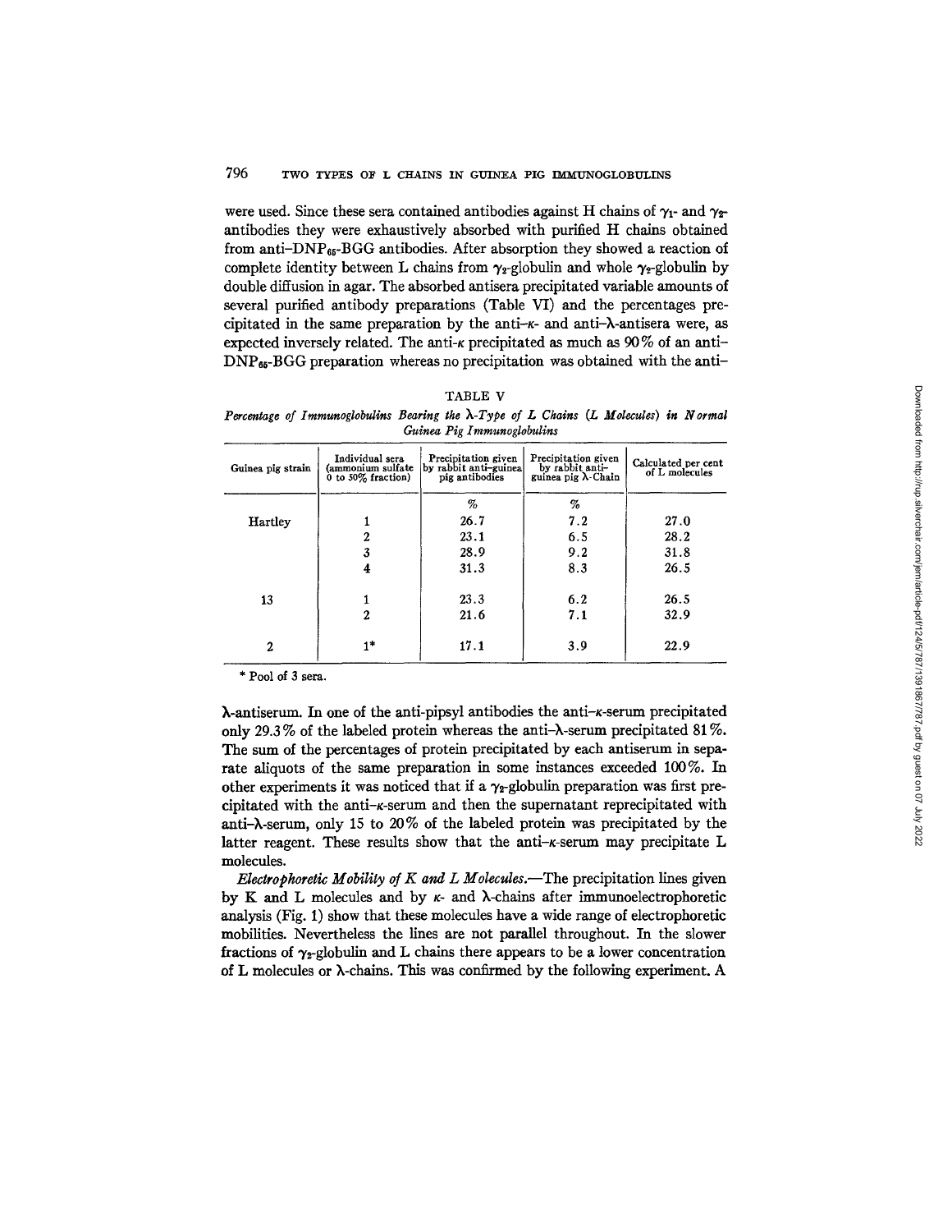were used. Since these sera contained antibodies against H chains of $\gamma_1$- and $\gamma_2$-antibodies they were exhaustively absorbed with purified H chains obtained from anti-$DNP_{65}$-BGG antibodies. After absorption they showed a reaction of complete identity between L chains from $\gamma_2$-globulin and whole $\gamma_2$-globulin by double diffusion in agar. The absorbed antisera precipitated variable amounts of several purified antibody preparations (Table VI) and the percentages precipitated in the same preparation by the anti-$\kappa$- and anti-$\lambda$-antisera were, as expected inversely related. The anti-$\kappa$ precipitated as much as 90% of an anti-$DNP_{65}$-BGG preparation whereas no precipitation was obtained with the anti-$\lambda$-antiserum. In one of the anti-pipsyl antibodies the anti-$\kappa$-serum precipitated only 29.3% of the labeled protein whereas the anti-$\lambda$-serum precipitated 81%. The sum of the percentages of protein precipitated by each antiserum in separate aliquots of the same preparation in some instances exceeded 100%. In other experiments it was noticed that if a $\gamma_2$-globulin preparation was first precipitated with the anti-$\kappa$-serum and then the supernatant reprecipitated with anti-$\lambda$-serum, only 15 to 20% of the labeled protein was precipitated by the latter reagent. These results show that the anti-$\kappa$-serum may precipitate L molecules.

TABLE V

*Percentage of Immunoglobulins Bearing the $\lambda$-Type of L Chains (L Molecules) in Normal Guinea Pig Immunoglobulins*

| Guinea pig strain | Individual sera (ammonium sulfate 0 to 50% fraction) | Precipitation given by rabbit anti-guinea pig antibodies | Precipitation given by rabbit anti-guinea pig $\lambda$-Chain | Calculated per cent of L molecules |
|---|---|---|---|---|
| | | % | % | |
| Hartley | 1 | 26.7 | 7.2 | 27.0 |
| | 2 | 23.1 | 6.5 | 28.2 |
| | 3 | 28.9 | 9.2 | 31.8 |
| | 4 | 31.3 | 8.3 | 26.5 |
| 13 | 1 | 23.3 | 6.2 | 26.5 |
| | 2 | 21.6 | 7.1 | 32.9 |
| 2 | 1* | 17.1 | 3.9 | 22.9 |

\* Pool of 3 sera.

*Electrophoretic Mobility of K and L Molecules.*—The precipitation lines given by K and L molecules and by $\kappa$- and $\lambda$-chains after immunoelectrophoretic analysis (Fig. 1) show that these molecules have a wide range of electrophoretic mobilities. Nevertheless the lines are not parallel throughout. In the slower fractions of $\gamma_2$-globulin and L chains there appears to be a lower concentration of L molecules or $\lambda$-chains. This was confirmed by the following experiment. A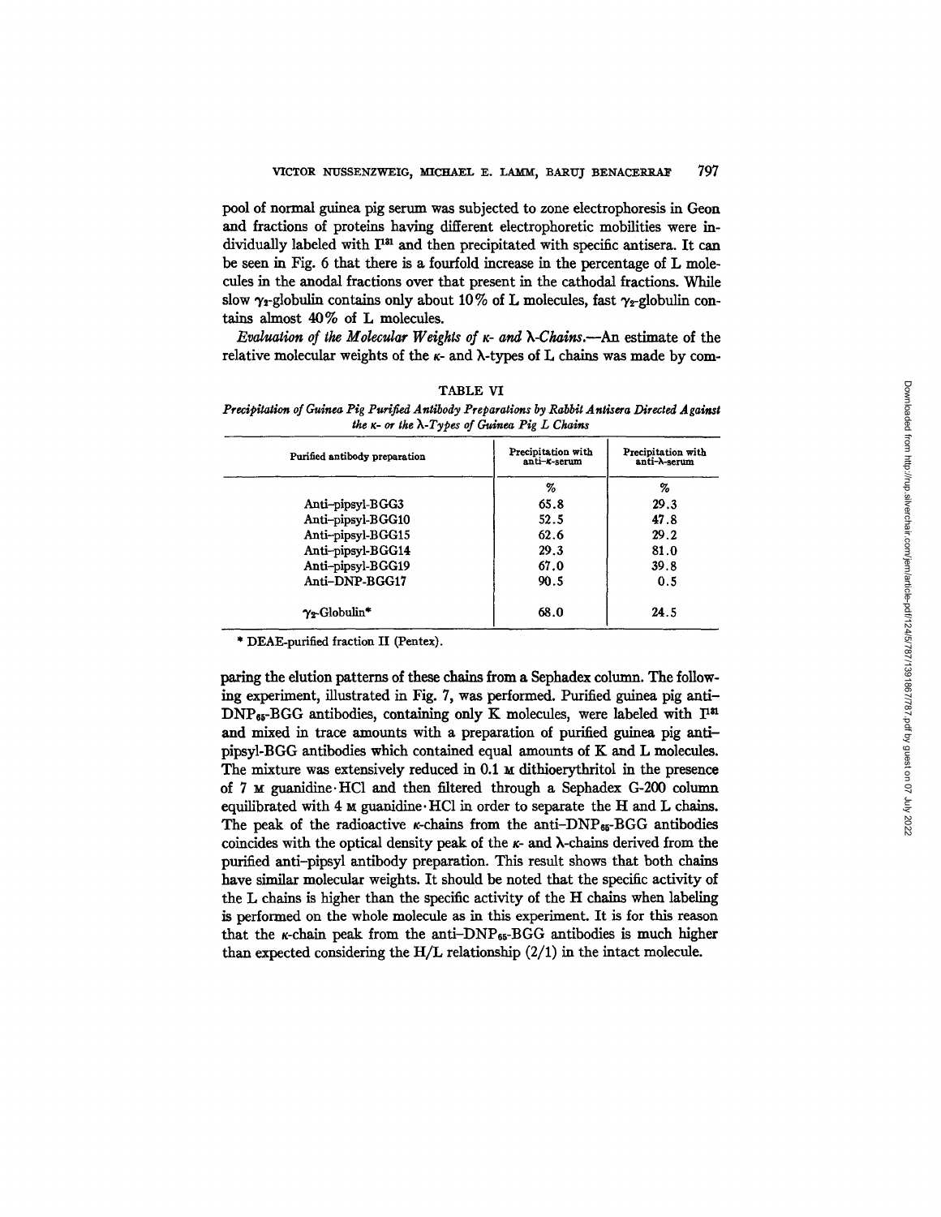pool of normal guinea pig serum was subjected to zone electrophoresis in Geon and fractions of proteins having different electrophoretic mobilities were individually labeled with $I^{131}$ and then precipitated with specific antisera. It can be seen in Fig. 6 that there is a fourfold increase in the percentage of L molecules in the anodal fractions over that present in the cathodal fractions. While slow $\gamma_2$-globulin contains only about 10% of L molecules, fast $\gamma_2$-globulin contains almost 40% of L molecules.

*Evaluation of the Molecular Weights of κ- and λ-Chains.*—An estimate of the relative molecular weights of the κ- and λ-types of L chains was made by comparing the elution patterns of these chains from a Sephadex column. The following experiment, illustrated in Fig. 7, was performed. Purified guinea pig anti–$DNP_{65}$-BGG antibodies, containing only K molecules, were labeled with $I^{131}$ and mixed in trace amounts with a preparation of purified guinea pig anti–pipsyl-BGG antibodies which contained equal amounts of K and L molecules. The mixture was extensively reduced in 0.1 M dithioerythritol in the presence of 7 M guanidine·HCl and then filtered through a Sephadex G-200 column equilibrated with 4 M guanidine·HCl in order to separate the H and L chains. The peak of the radioactive κ-chains from the anti–$DNP_{65}$-BGG antibodies coincides with the optical density peak of the κ- and λ-chains derived from the purified anti–pipsyl antibody preparation. This result shows that both chains have similar molecular weights. It should be noted that the specific activity of the L chains is higher than the specific activity of the H chains when labeling is performed on the whole molecule as in this experiment. It is for this reason that the κ-chain peak from the anti–$DNP_{65}$-BGG antibodies is much higher than expected considering the H/L relationship (2/1) in the intact molecule.

TABLE VI

*Precipitation of Guinea Pig Purified Antibody Preparations by Rabbit Antisera Directed Against the κ- or the λ-Types of Guinea Pig L Chains*

| Purified antibody preparation | Precipitation with anti–κ-serum | Precipitation with anti–λ-serum |
|---|---|---|
| | % | % |
| Anti–pipsyl-BGG3 | 65.8 | 29.3 |
| Anti–pipsyl-BGG10 | 52.5 | 47.8 |
| Anti–pipsyl-BGG15 | 62.6 | 29.2 |
| Anti–pipsyl-BGG14 | 29.3 | 81.0 |
| Anti–pipsyl-BGG19 | 67.0 | 39.8 |
| Anti–DNP-BGG17 | 90.5 | 0.5 |
| $\gamma_2$-Globulin* | 68.0 | 24.5 |

* DEAE-purified fraction II (Pentex).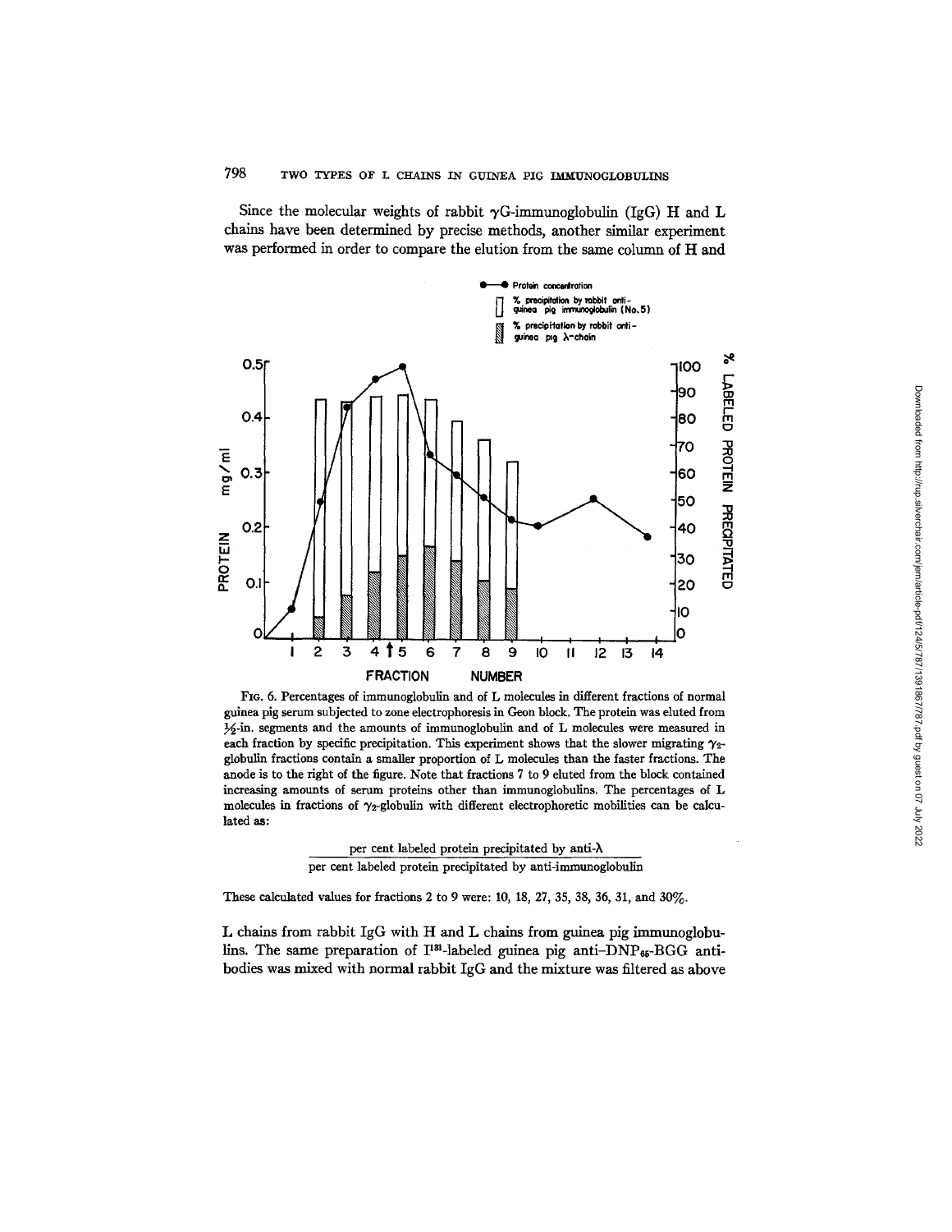Since the molecular weights of rabbit $\gamma$G-immunoglobulin (IgG) H and L chains have been determined by precise methods, another similar experiment was performed in order to compare the elution from the same column of H and

FIG. 6. Percentages of immunoglobulin and of L molecules in different fractions of normal guinea pig serum subjected to zone electrophoresis in Geon block. The protein was eluted from ½-in. segments and the amounts of immunoglobulin and of L molecules were measured in each fraction by specific precipitation. This experiment shows that the slower migrating $\gamma_2$-globulin fractions contain a smaller proportion of L molecules than the faster fractions. The anode is to the right of the figure. Note that fractions 7 to 9 eluted from the block contained increasing amounts of serum proteins other than immunoglobulins. The percentages of L molecules in fractions of $\gamma_2$-globulin with different electrophoretic mobilities can be calculated as:

$$\frac{\text{per cent labeled protein precipitated by anti-}\lambda}{\text{per cent labeled protein precipitated by anti-immunoglobulin}}$$

These calculated values for fractions 2 to 9 were: 10, 18, 27, 35, 38, 36, 31, and 30%.

L chains from rabbit IgG with H and L chains from guinea pig immunoglobulins. The same preparation of $I^{131}$-labeled guinea pig anti-$DNP_{65}$-BGG antibodies was mixed with normal rabbit IgG and the mixture was filtered as above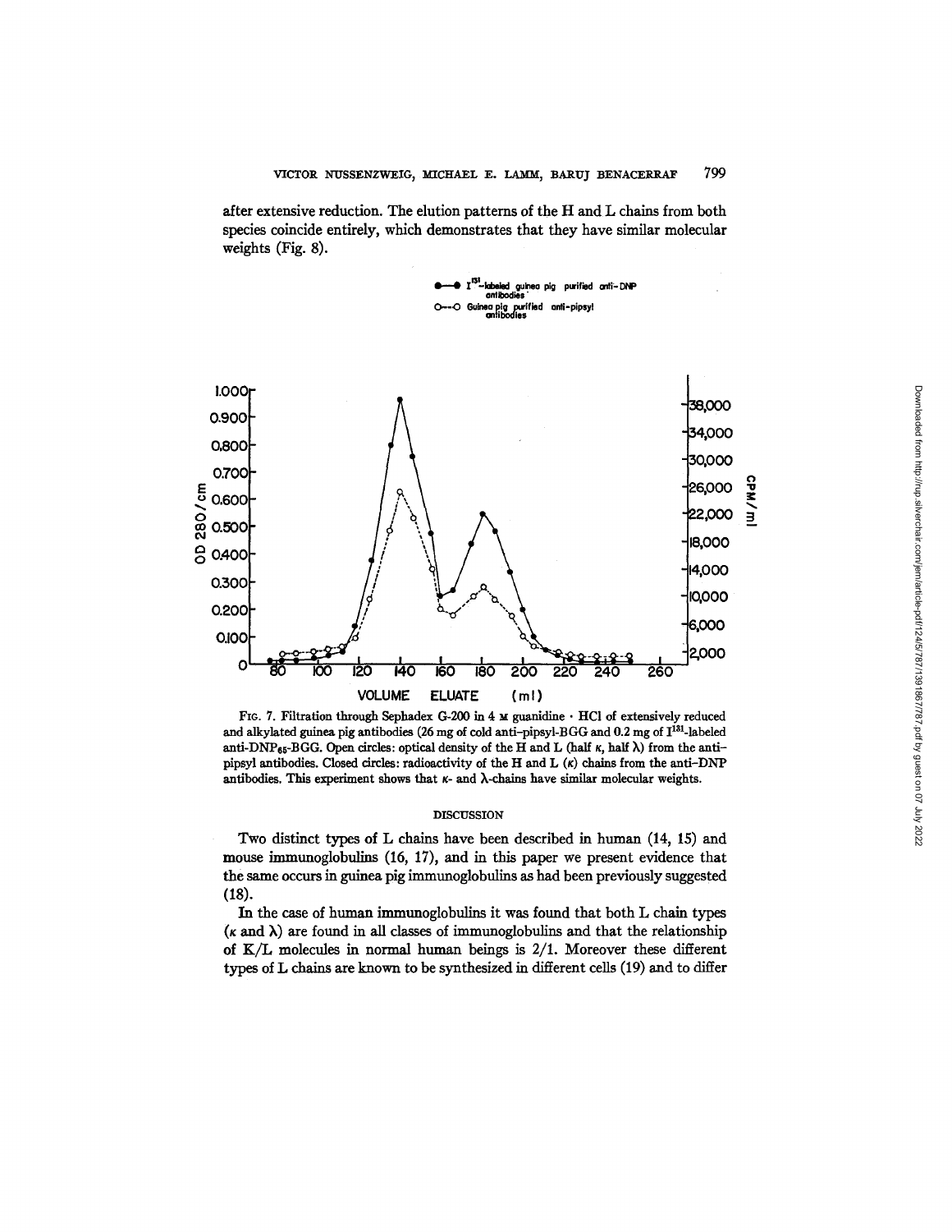after extensive reduction. The elution patterns of the H and L chains from both species coincide entirely, which demonstrates that they have similar molecular weights (Fig. 8).

FIG. 7. Filtration through Sephadex G-200 in 4 M guanidine · HCl of extensively reduced and alkylated guinea pig antibodies (26 mg of cold anti-pipsyl-BGG and 0.2 mg of $I^{131}$-labeled anti-$DNP_{65}$-BGG. Open circles: optical density of the H and L (half κ, half λ) from the anti-pipsyl antibodies. Closed circles: radioactivity of the H and L (κ) chains from the anti-DNP antibodies. This experiment shows that κ- and λ-chains have similar molecular weights.

## DISCUSSION

Two distinct types of L chains have been described in human (14, 15) and mouse immunoglobulins (16, 17), and in this paper we present evidence that the same occurs in guinea pig immunoglobulins as had been previously suggested (18).

In the case of human immunoglobulins it was found that both L chain types (κ and λ) are found in all classes of immunoglobulins and that the relationship of K/L molecules in normal human beings is 2/1. Moreover these different types of L chains are known to be synthesized in different cells (19) and to differ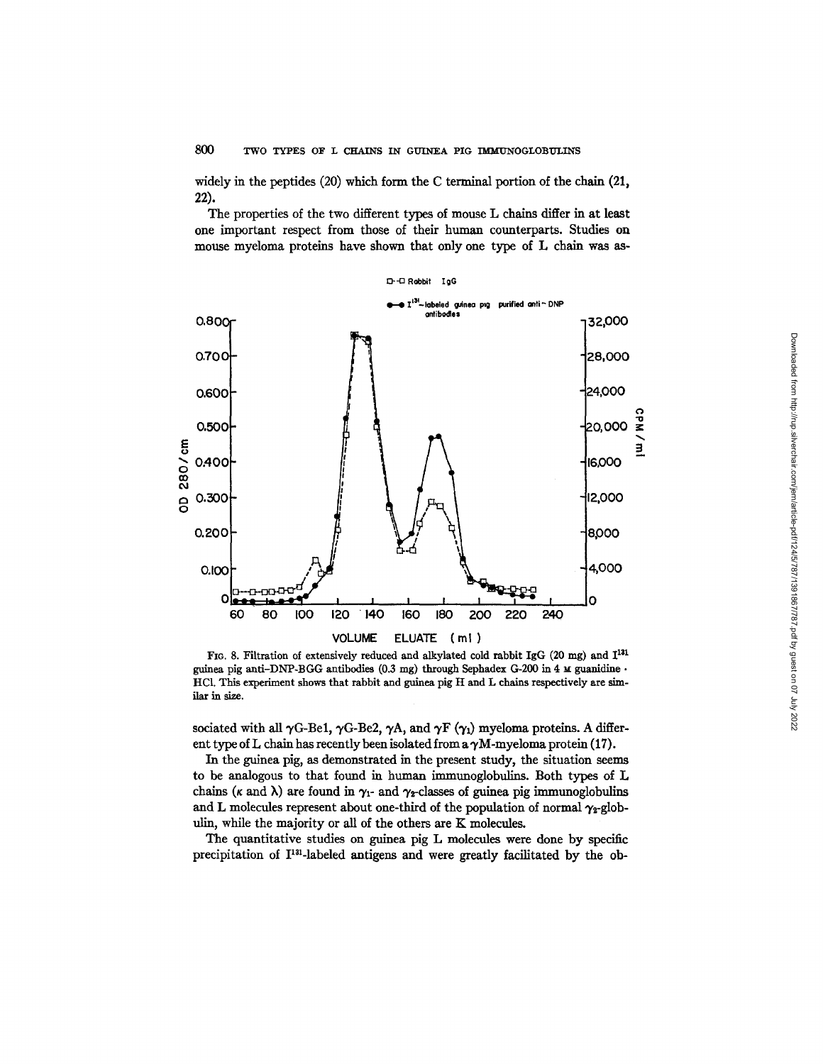widely in the peptides (20) which form the C terminal portion of the chain (21, 22).

The properties of the two different types of mouse L chains differ in at least one important respect from those of their human counterparts. Studies on mouse myeloma proteins have shown that only one type of L chain was associated with all γG-Be1, γG-Be2, γA, and γF ($\gamma_1$) myeloma proteins. A different type of L chain has recently been isolated from a γM-myeloma protein (17).

FIG. 8. Filtration of extensively reduced and alkylated cold rabbit IgG (20 mg) and $I^{131}$ guinea pig anti-DNP-BGG antibodies (0.3 mg) through Sephadex G-200 in 4 M guanidine · HCl. This experiment shows that rabbit and guinea pig H and L chains respectively are similar in size.

In the guinea pig, as demonstrated in the present study, the situation seems to be analogous to that found in human immunoglobulins. Both types of L chains (κ and λ) are found in $\gamma_1$- and $\gamma_2$-classes of guinea pig immunoglobulins and L molecules represent about one-third of the population of normal $\gamma_2$-globulin, while the majority or all of the others are K molecules.

The quantitative studies on guinea pig L molecules were done by specific precipitation of $I^{131}$-labeled antigens and were greatly facilitated by the ob-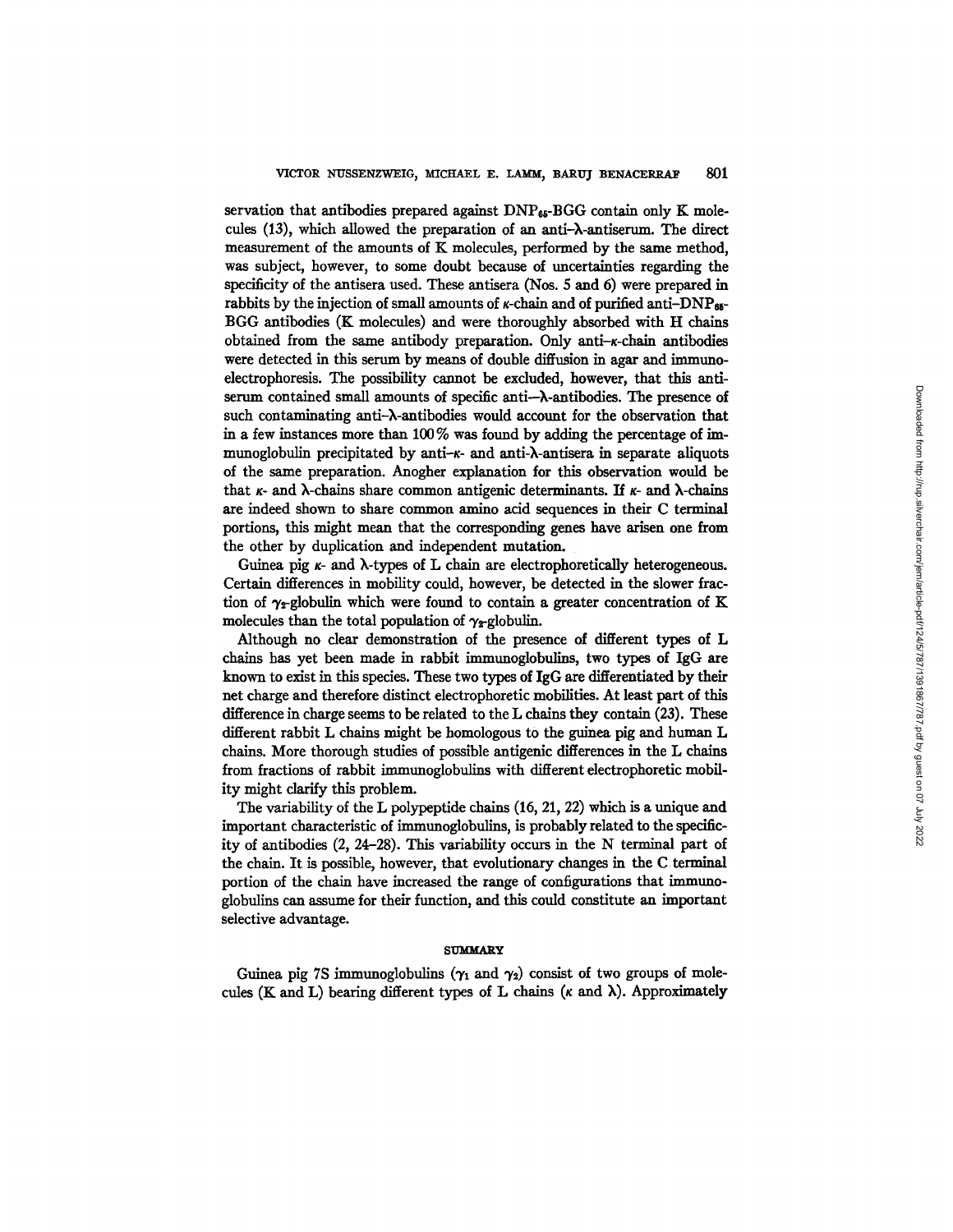servation that antibodies prepared against $DNP_{65}$-BGG contain only K molecules (13), which allowed the preparation of an anti-λ-antiserum. The direct measurement of the amounts of K molecules, performed by the same method, was subject, however, to some doubt because of uncertainties regarding the specificity of the antisera used. These antisera (Nos. 5 and 6) were prepared in rabbits by the injection of small amounts of κ-chain and of purified anti-$DNP_{65}$-BGG antibodies (K molecules) and were thoroughly absorbed with H chains obtained from the same antibody preparation. Only anti-κ-chain antibodies were detected in this serum by means of double diffusion in agar and immunoelectrophoresis. The possibility cannot be excluded, however, that this antiserum contained small amounts of specific anti-λ-antibodies. The presence of such contaminating anti-λ-antibodies would account for the observation that in a few instances more than 100% was found by adding the percentage of immunoglobulin precipitated by anti-κ- and anti-λ-antisera in separate aliquots of the same preparation. Anogher explanation for this observation would be that κ- and λ-chains share common antigenic determinants. If κ- and λ-chains are indeed shown to share common amino acid sequences in their C terminal portions, this might mean that the corresponding genes have arisen one from the other by duplication and independent mutation.

Guinea pig κ- and λ-types of L chain are electrophoretically heterogeneous. Certain differences in mobility could, however, be detected in the slower fraction of $\gamma_2$-globulin which were found to contain a greater concentration of K molecules than the total population of $\gamma_2$-globulin.

Although no clear demonstration of the presence of different types of L chains has yet been made in rabbit immunoglobulins, two types of IgG are known to exist in this species. These two types of IgG are differentiated by their net charge and therefore distinct electrophoretic mobilities. At least part of this difference in charge seems to be related to the L chains they contain (23). These different rabbit L chains might be homologous to the guinea pig and human L chains. More thorough studies of possible antigenic differences in the L chains from fractions of rabbit immunoglobulins with different electrophoretic mobility might clarify this problem.

The variability of the L polypeptide chains (16, 21, 22) which is a unique and important characteristic of immunoglobulins, is probably related to the specificity of antibodies (2, 24–28). This variability occurs in the N terminal part of the chain. It is possible, however, that evolutionary changes in the C terminal portion of the chain have increased the range of configurations that immunoglobulins can assume for their function, and this could constitute an important selective advantage.

## SUMMARY

Guinea pig 7S immunoglobulins ($\gamma_1$ and $\gamma_2$) consist of two groups of molecules (K and L) bearing different types of L chains (κ and λ). Approximately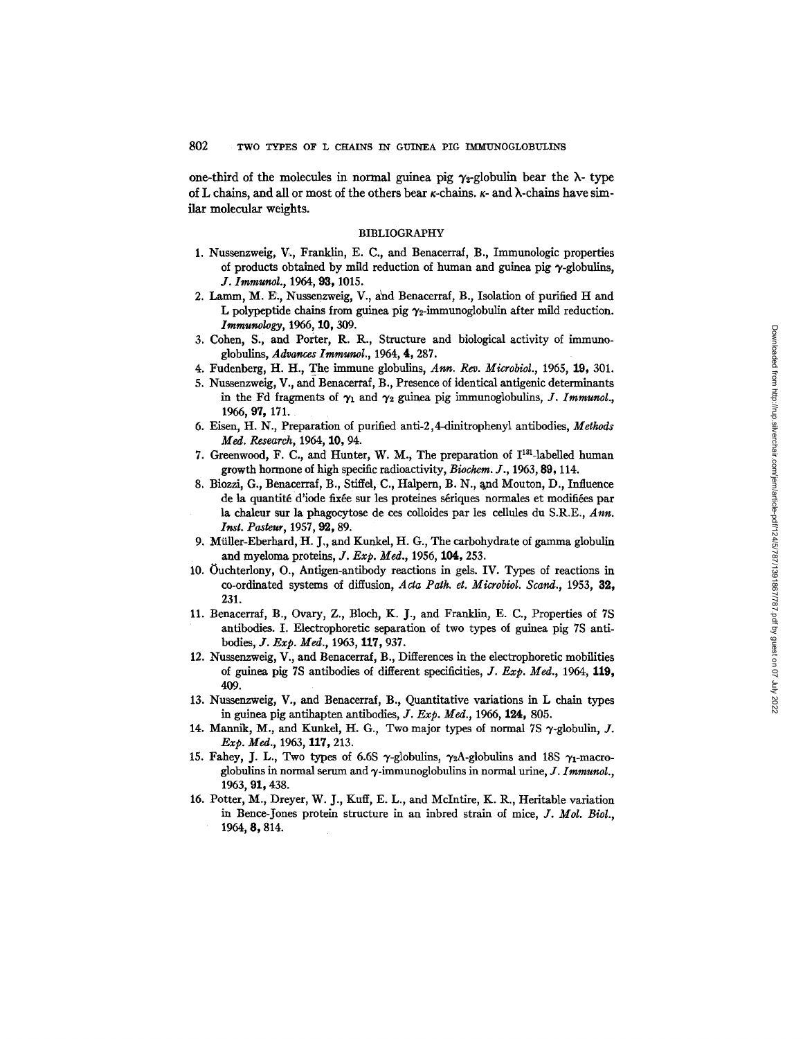one-third of the molecules in normal guinea pig $\gamma_2$-globulin bear the $\lambda$- type of L chains, and all or most of the others bear $\kappa$-chains. $\kappa$- and $\lambda$-chains have similar molecular weights.

## BIBLIOGRAPHY

1. Nussenzweig, V., Franklin, E. C., and Benacerraf, B., Immunologic properties of products obtained by mild reduction of human and guinea pig $\gamma$-globulins, *J. Immunol.*, 1964, **93,** 1015.
2. Lamm, M. E., Nussenzweig, V., and Benacerraf, B., Isolation of purified H and L polypeptide chains from guinea pig $\gamma_2$-immunoglobulin after mild reduction. *Immunology*, 1966, **10,** 309.
3. Cohen, S., and Porter, R. R., Structure and biological activity of immunoglobulins, *Advances Immunol.*, 1964, **4,** 287.
4. Fudenberg, H. H., The immune globulins, *Ann. Rev. Microbiol.*, 1965, **19,** 301.
5. Nussenzweig, V., and Benacerraf, B., Presence of identical antigenic determinants in the Fd fragments of $\gamma_1$ and $\gamma_2$ guinea pig immunoglobulins, *J. Immunol.*, 1966, **97,** 171.
6. Eisen, H. N., Preparation of purified anti-2,4-dinitrophenyl antibodies, *Methods Med. Research*, 1964, **10,** 94.
7. Greenwood, F. C., and Hunter, W. M., The preparation of $I^{131}$-labelled human growth hormone of high specific radioactivity, *Biochem. J.*, 1963, **89,** 114.
8. Biozzi, G., Benacerraf, B., Stiffel, C., Halpern, B. N., and Mouton, D., Influence de la quantité d'iode fixée sur les proteines sériques normales et modifiées par la chaleur sur la phagocytose de ces colloides par les cellules du S.R.E., *Ann. Inst. Pasteur*, 1957, **92,** 89.
9. Müller-Eberhard, H. J., and Kunkel, H. G., The carbohydrate of gamma globulin and myeloma proteins, *J. Exp. Med.*, 1956, **104,** 253.
10. Öuchterlony, O., Antigen-antibody reactions in gels. IV. Types of reactions in co-ordinated systems of diffusion, *Acta Path. et. Microbiol. Scand.*, 1953, **32,** 231.
11. Benacerraf, B., Ovary, Z., Bloch, K. J., and Franklin, E. C., Properties of 7S antibodies. I. Electrophoretic separation of two types of guinea pig 7S antibodies, *J. Exp. Med.*, 1963, **117,** 937.
12. Nussenzweig, V., and Benacerraf, B., Differences in the electrophoretic mobilities of guinea pig 7S antibodies of different specificities, *J. Exp. Med.*, 1964, **119,** 409.
13. Nussenzweig, V., and Benacerraf, B., Quantitative variations in L chain types in guinea pig antihapten antibodies, *J. Exp. Med.*, 1966, **124,** 805.
14. Mannik, M., and Kunkel, H. G., Two major types of normal 7S $\gamma$-globulin, *J. Exp. Med.*, 1963, **117,** 213.
15. Fahey, J. L., Two types of 6.6S $\gamma$-globulins, $\gamma_2$A-globulins and 18S $\gamma_1$-macroglobulins in normal serum and $\gamma$-immunoglobulins in normal urine, *J. Immunol.*, 1963, **91,** 438.
16. Potter, M., Dreyer, W. J., Kuff, E. L., and McIntire, K. R., Heritable variation in Bence-Jones protein structure in an inbred strain of mice, *J. Mol. Biol.*, 1964, **8,** 814.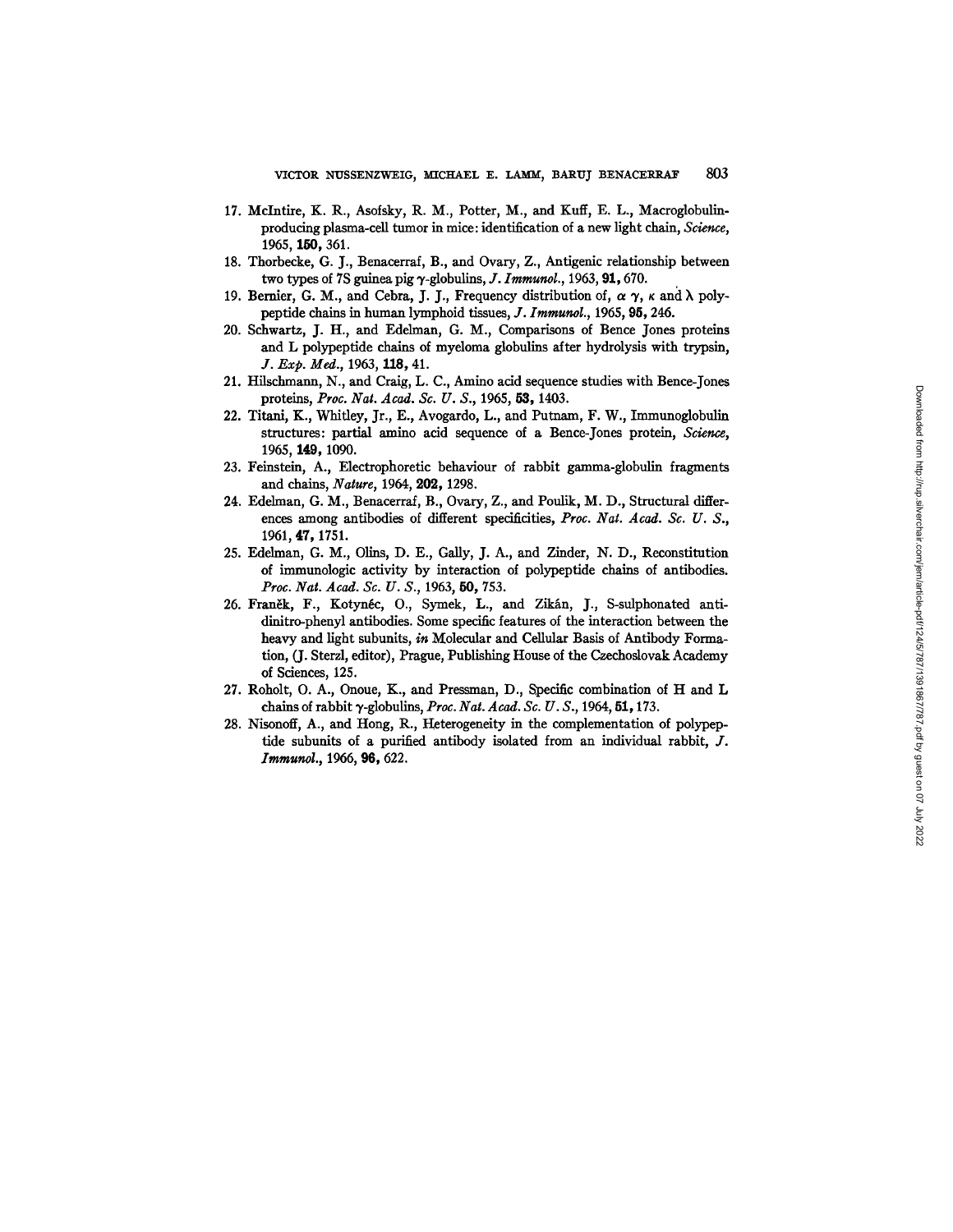17. McIntire, K. R., Asofsky, R. M., Potter, M., and Kuff, E. L., Macroglobulin-producing plasma-cell tumor in mice: identification of a new light chain, *Science*, 1965, **150,** 361.
18. Thorbecke, G. J., Benacerraf, B., and Ovary, Z., Antigenic relationship between two types of 7S guinea pig γ-globulins, *J. Immunol.*, 1963, **91,** 670.
19. Bernier, G. M., and Cebra, J. J., Frequency distribution of, α γ, κ and λ polypeptide chains in human lymphoid tissues, *J. Immunol.*, 1965, **95,** 246.
20. Schwartz, J. H., and Edelman, G. M., Comparisons of Bence Jones proteins and L polypeptide chains of myeloma globulins after hydrolysis with trypsin, *J. Exp. Med.*, 1963, **118,** 41.
21. Hilschmann, N., and Craig, L. C., Amino acid sequence studies with Bence-Jones proteins, *Proc. Nat. Acad. Sc. U. S.*, 1965, **53,** 1403.
22. Titani, K., Whitley, Jr., E., Avogardo, L., and Putnam, F. W., Immunoglobulin structures: partial amino acid sequence of a Bence-Jones protein, *Science*, 1965, **149,** 1090.
23. Feinstein, A., Electrophoretic behaviour of rabbit gamma-globulin fragments and chains, *Nature*, 1964, **202,** 1298.
24. Edelman, G. M., Benacerraf, B., Ovary, Z., and Poulik, M. D., Structural differences among antibodies of different specificities, *Proc. Nat. Acad. Sc. U. S.*, 1961, **47,** 1751.
25. Edelman, G. M., Olins, D. E., Gally, J. A., and Zinder, N. D., Reconstitution of immunologic activity by interaction of polypeptide chains of antibodies. *Proc. Nat. Acad. Sc. U. S.*, 1963, **50,** 753.
26. Franěk, F., Kotynéc, O., Symek, L., and Zikán, J., S-sulphonated anti-dinitro-phenyl antibodies. Some specific features of the interaction between the heavy and light subunits, *in* Molecular and Cellular Basis of Antibody Formation, (J. Sterzl, editor), Prague, Publishing House of the Czechoslovak Academy of Sciences, 125.
27. Roholt, O. A., Onoue, K., and Pressman, D., Specific combination of H and L chains of rabbit γ-globulins, *Proc. Nat. Acad. Sc. U. S.*, 1964, **51,** 173.
28. Nisonoff, A., and Hong, R., Heterogeneity in the complementation of polypeptide subunits of a purified antibody isolated from an individual rabbit, *J. Immunol.*, 1966, **96,** 622.